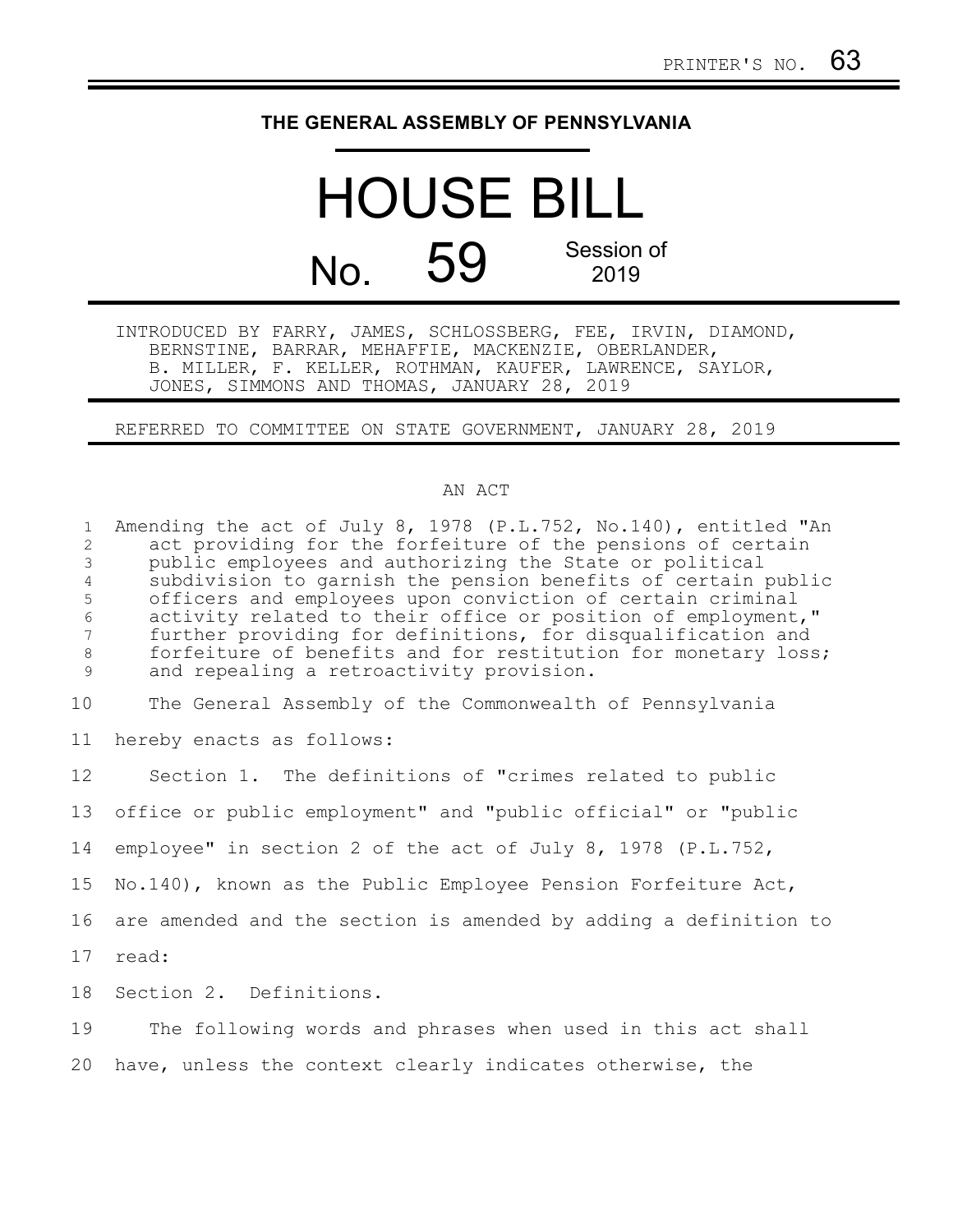PRINTER'S NO. 63

# THE GENERAL ASSEMBLY OF PENNSYLVANIA

# HOUSE BILL

## No. 59 Session of 2019

INTRODUCED BY FARRY, JAMES, SCHLOSSBERG, FEE, IRVIN, DIAMOND, BERNSTINE, BARRAR, MEHAFFIE, MACKENZIE, OBERLANDER, B. MILLER, F. KELLER, ROTHMAN, KAUFER, LAWRENCE, SAYLOR, JONES, SIMMONS AND THOMAS, JANUARY 28, 2019

REFERRED TO COMMITTEE ON STATE GOVERNMENT, JANUARY 28, 2019

AN ACT

Amending the act of July 8, 1978 (P.L.752, No.140), entitled "An act providing for the forfeiture of the pensions of certain public employees and authorizing the State or political subdivision to garnish the pension benefits of certain public officers and employees upon conviction of certain criminal activity related to their office or position of employment," further providing for definitions, for disqualification and forfeiture of benefits and for restitution for monetary loss; and repealing a retroactivity provision.

The General Assembly of the Commonwealth of Pennsylvania hereby enacts as follows:

Section 1. The definitions of "crimes related to public office or public employment" and "public official" or "public employee" in section 2 of the act of July 8, 1978 (P.L.752, No.140), known as the Public Employee Pension Forfeiture Act, are amended and the section is amended by adding a definition to read:

Section 2. Definitions.

The following words and phrases when used in this act shall have, unless the context clearly indicates otherwise, the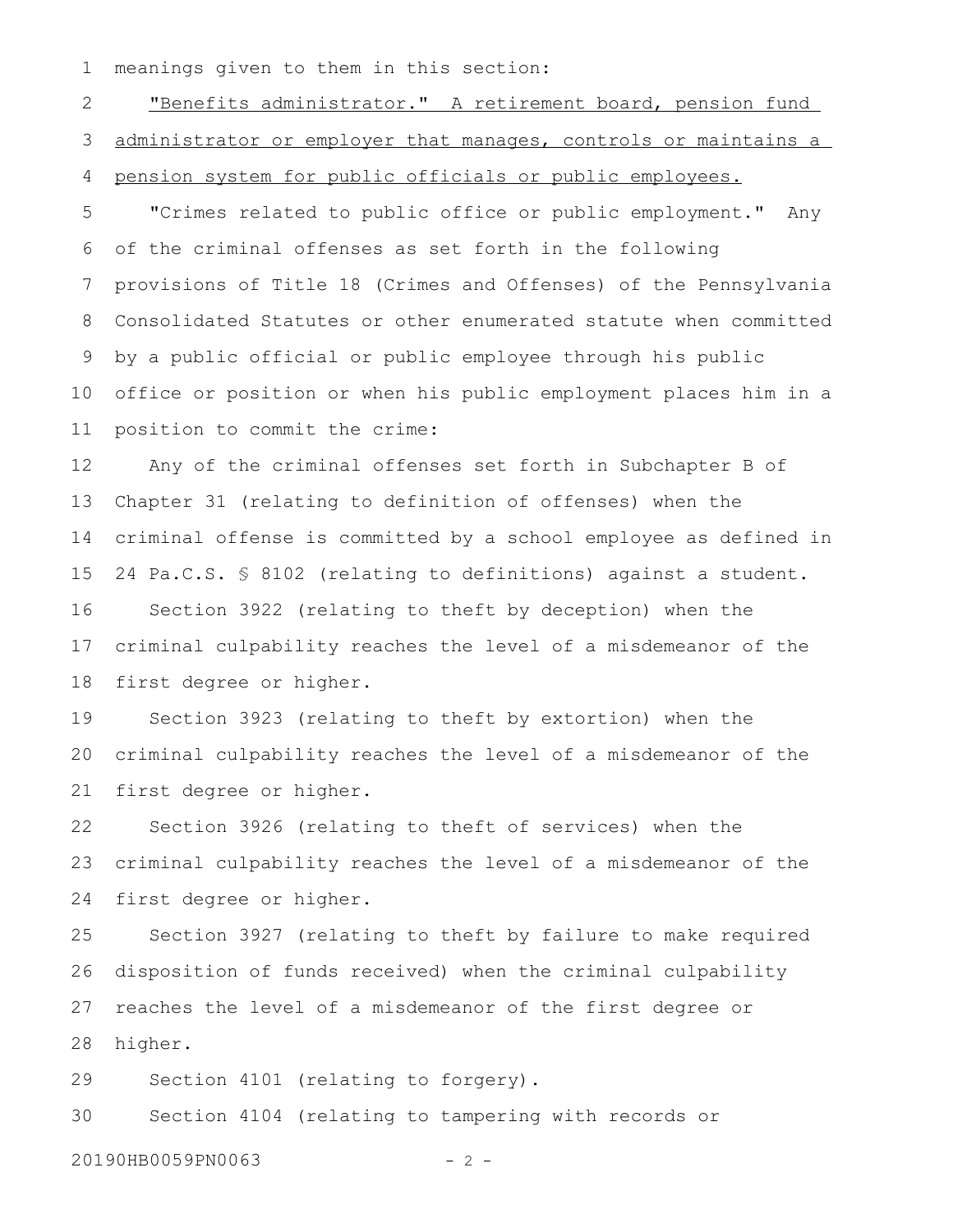meanings given to them in this section:

<u>"Benefits administrator." A retirement board, pension fund administrator or employer that manages, controls or maintains a pension system for public officials or public employees.</u>

"Crimes related to public office or public employment." Any of the criminal offenses as set forth in the following provisions of Title 18 (Crimes and Offenses) of the Pennsylvania Consolidated Statutes or other enumerated statute when committed by a public official or public employee through his public office or position or when his public employment places him in a position to commit the crime:

Any of the criminal offenses set forth in Subchapter B of Chapter 31 (relating to definition of offenses) when the criminal offense is committed by a school employee as defined in 24 Pa.C.S. § 8102 (relating to definitions) against a student.

Section 3922 (relating to theft by deception) when the criminal culpability reaches the level of a misdemeanor of the first degree or higher.

Section 3923 (relating to theft by extortion) when the criminal culpability reaches the level of a misdemeanor of the first degree or higher.

Section 3926 (relating to theft of services) when the criminal culpability reaches the level of a misdemeanor of the first degree or higher.

Section 3927 (relating to theft by failure to make required disposition of funds received) when the criminal culpability reaches the level of a misdemeanor of the first degree or higher.

Section 4101 (relating to forgery).

Section 4104 (relating to tampering with records or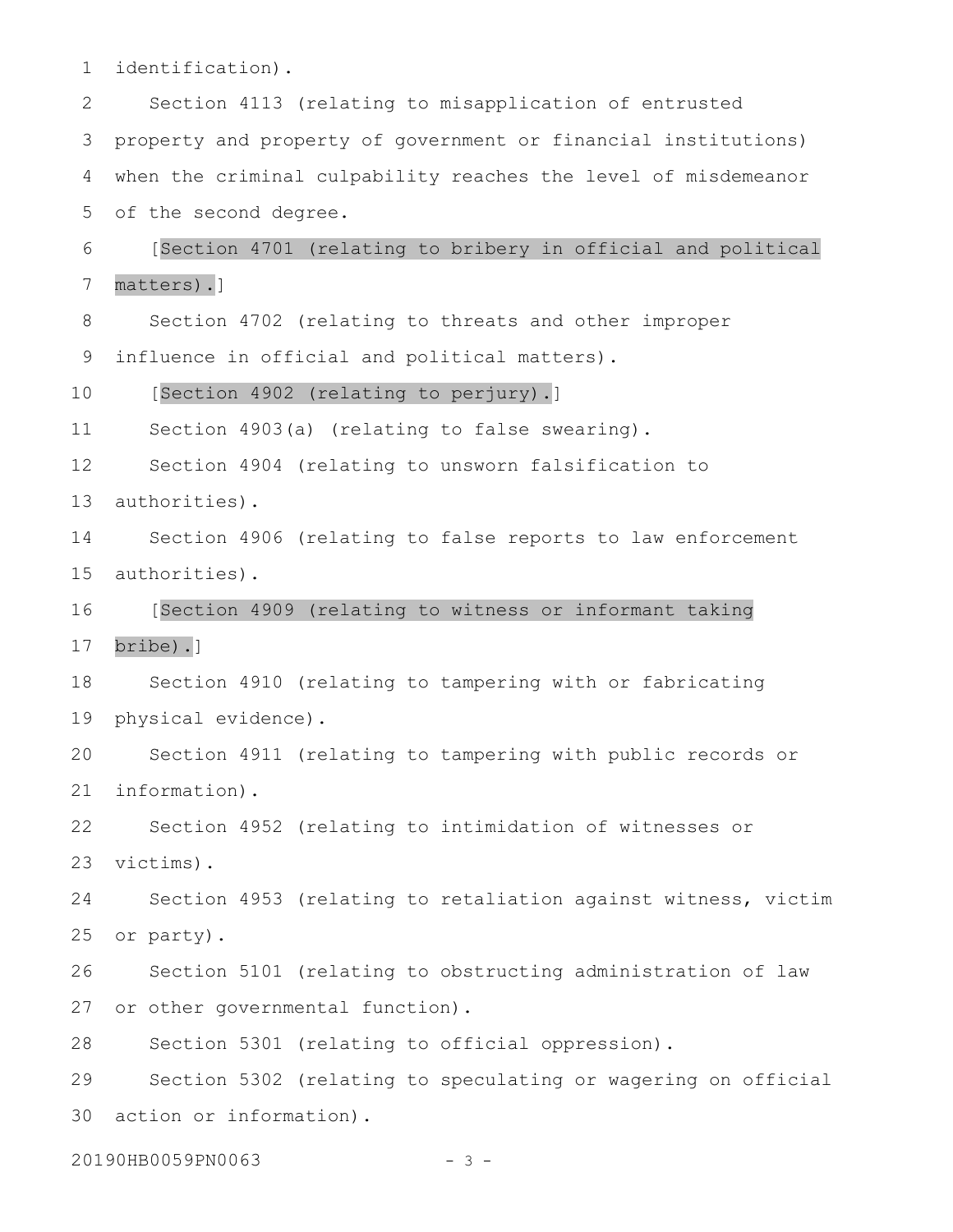identification).

Section 4113 (relating to misapplication of entrusted property and property of government or financial institutions) when the criminal culpability reaches the level of misdemeanor of the second degree.

[Section 4701 (relating to bribery in official and political matters).]

Section 4702 (relating to threats and other improper influence in official and political matters).

[Section 4902 (relating to perjury).]

Section 4903(a) (relating to false swearing).

Section 4904 (relating to unsworn falsification to authorities).

Section 4906 (relating to false reports to law enforcement authorities).

[Section 4909 (relating to witness or informant taking bribe).]

Section 4910 (relating to tampering with or fabricating physical evidence).

Section 4911 (relating to tampering with public records or information).

Section 4952 (relating to intimidation of witnesses or victims).

Section 4953 (relating to retaliation against witness, victim or party).

Section 5101 (relating to obstructing administration of law or other governmental function).

Section 5301 (relating to official oppression).

Section 5302 (relating to speculating or wagering on official action or information).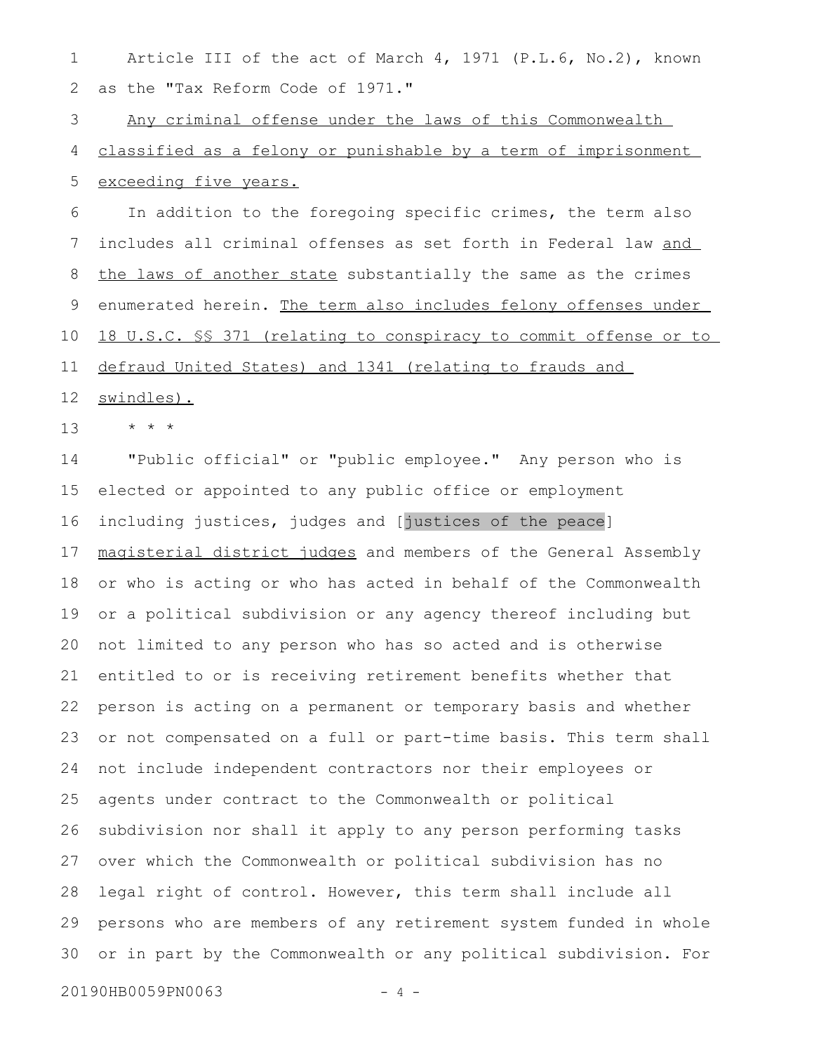Article III of the act of March 4, 1971 (P.L.6, No.2), known as the "Tax Reform Code of 1971."

<u>Any criminal offense under the laws of this Commonwealth classified as a felony or punishable by a term of imprisonment exceeding five years.</u>

In addition to the foregoing specific crimes, the term also includes all criminal offenses as set forth in Federal law <u>and the laws of another state</u> substantially the same as the crimes enumerated herein. <u>The term also includes felony offenses under 18 U.S.C. §§ 371 (relating to conspiracy to commit offense or to defraud United States) and 1341 (relating to frauds and swindles).</u>

\* \* \*

"Public official" or "public employee." Any person who is elected or appointed to any public office or employment including justices, judges and [justices of the peace] <u>magisterial district judges</u> and members of the General Assembly or who is acting or who has acted in behalf of the Commonwealth or a political subdivision or any agency thereof including but not limited to any person who has so acted and is otherwise entitled to or is receiving retirement benefits whether that person is acting on a permanent or temporary basis and whether or not compensated on a full or part-time basis. This term shall not include independent contractors nor their employees or agents under contract to the Commonwealth or political subdivision nor shall it apply to any person performing tasks over which the Commonwealth or political subdivision has no legal right of control. However, this term shall include all persons who are members of any retirement system funded in whole or in part by the Commonwealth or any political subdivision. For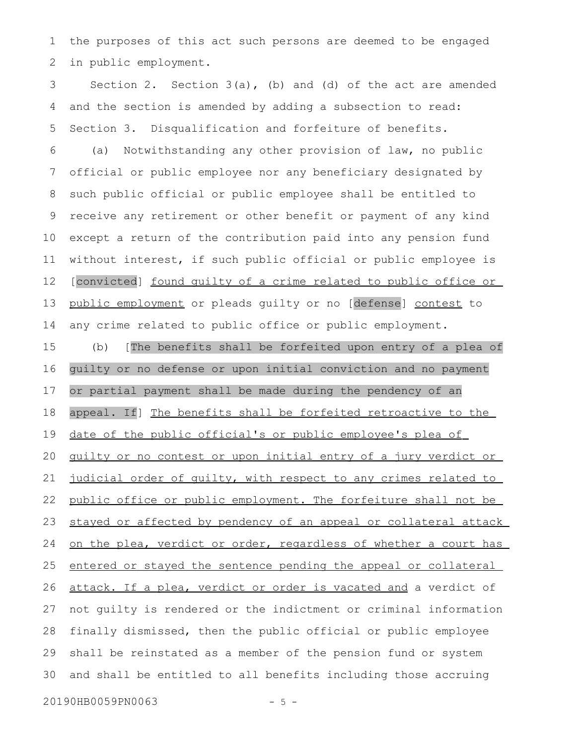the purposes of this act such persons are deemed to be engaged in public employment.

Section 2. Section 3(a), (b) and (d) of the act are amended and the section is amended by adding a subsection to read:

Section 3. Disqualification and forfeiture of benefits.

(a) Notwithstanding any other provision of law, no public official or public employee nor any beneficiary designated by such public official or public employee shall be entitled to receive any retirement or other benefit or payment of any kind except a return of the contribution paid into any pension fund without interest, if such public official or public employee is [convicted] found guilty of a crime related to public office or public employment or pleads guilty or no [defense] contest to any crime related to public office or public employment.

(b) [The benefits shall be forfeited upon entry of a plea of guilty or no defense or upon initial conviction and no payment or partial payment shall be made during the pendency of an appeal. If] The benefits shall be forfeited retroactive to the date of the public official's or public employee's plea of guilty or no contest or upon initial entry of a jury verdict or judicial order of guilty, with respect to any crimes related to public office or public employment. The forfeiture shall not be stayed or affected by pendency of an appeal or collateral attack on the plea, verdict or order, regardless of whether a court has entered or stayed the sentence pending the appeal or collateral attack. If a plea, verdict or order is vacated and a verdict of not guilty is rendered or the indictment or criminal information finally dismissed, then the public official or public employee shall be reinstated as a member of the pension fund or system and shall be entitled to all benefits including those accruing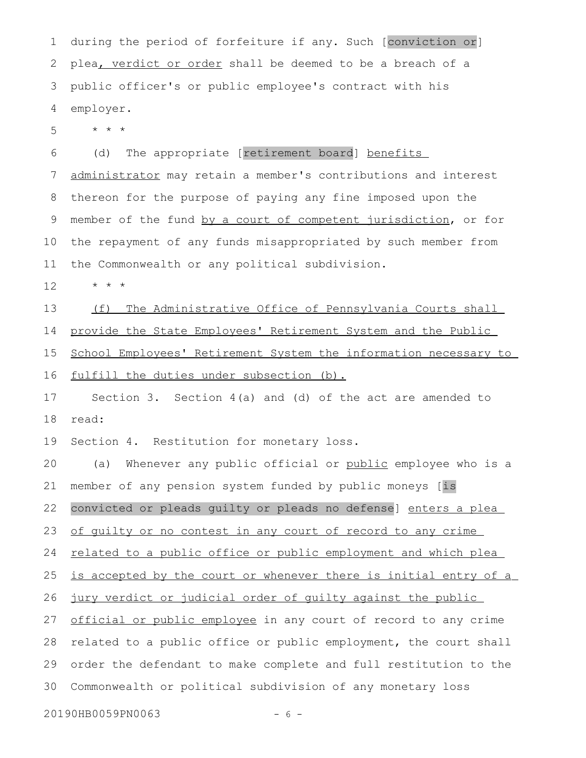during the period of forfeiture if any. Such [conviction or] plea, verdict or order shall be deemed to be a breach of a public officer's or public employee's contract with his employer.

* * *

(d) The appropriate [retirement board] benefits administrator may retain a member's contributions and interest thereon for the purpose of paying any fine imposed upon the member of the fund by a court of competent jurisdiction, or for the repayment of any funds misappropriated by such member from the Commonwealth or any political subdivision.

* * *

(f) The Administrative Office of Pennsylvania Courts shall provide the State Employees' Retirement System and the Public School Employees' Retirement System the information necessary to fulfill the duties under subsection (b).

Section 3. Section 4(a) and (d) of the act are amended to read:

Section 4. Restitution for monetary loss.

(a) Whenever any public official or public employee who is a member of any pension system funded by public moneys [is convicted or pleads guilty or pleads no defense] enters a plea of guilty or no contest in any court of record to any crime related to a public office or public employment and which plea is accepted by the court or whenever there is initial entry of a jury verdict or judicial order of guilty against the public official or public employee in any court of record to any crime related to a public office or public employment, the court shall order the defendant to make complete and full restitution to the Commonwealth or political subdivision of any monetary loss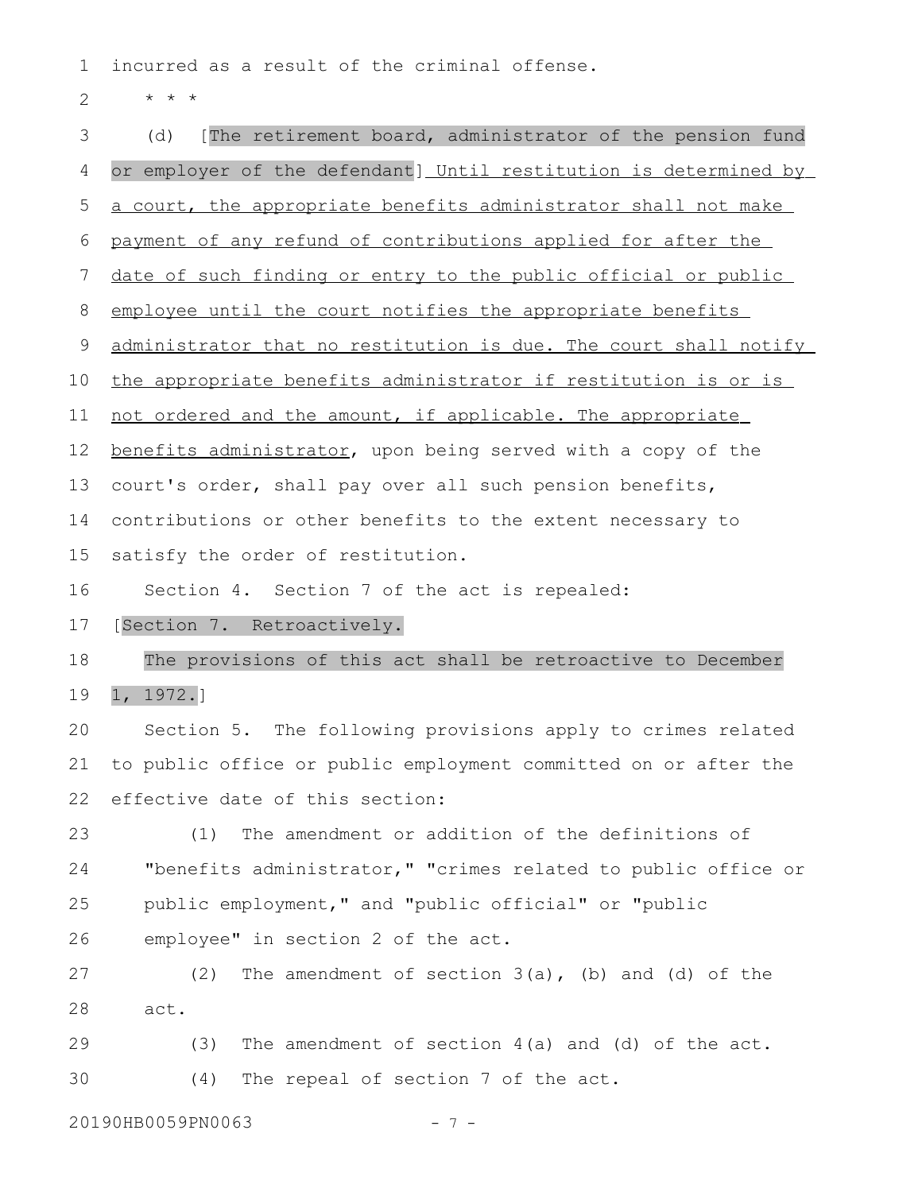incurred as a result of the criminal offense.

\* \* \*

(d) [The retirement board, administrator of the pension fund or employer of the defendant] Until restitution is determined by a court, the appropriate benefits administrator shall not make payment of any refund of contributions applied for after the date of such finding or entry to the public official or public employee until the court notifies the appropriate benefits administrator that no restitution is due. The court shall notify the appropriate benefits administrator if restitution is or is not ordered and the amount, if applicable. The appropriate benefits administrator, upon being served with a copy of the court's order, shall pay over all such pension benefits, contributions or other benefits to the extent necessary to satisfy the order of restitution.

Section 4. Section 7 of the act is repealed:

[Section 7. Retroactively.

The provisions of this act shall be retroactive to December 1, 1972.]

Section 5. The following provisions apply to crimes related to public office or public employment committed on or after the effective date of this section:

(1) The amendment or addition of the definitions of "benefits administrator," "crimes related to public office or public employment," and "public official" or "public employee" in section 2 of the act.

(2) The amendment of section 3(a), (b) and (d) of the act.

(3) The amendment of section 4(a) and (d) of the act.

(4) The repeal of section 7 of the act.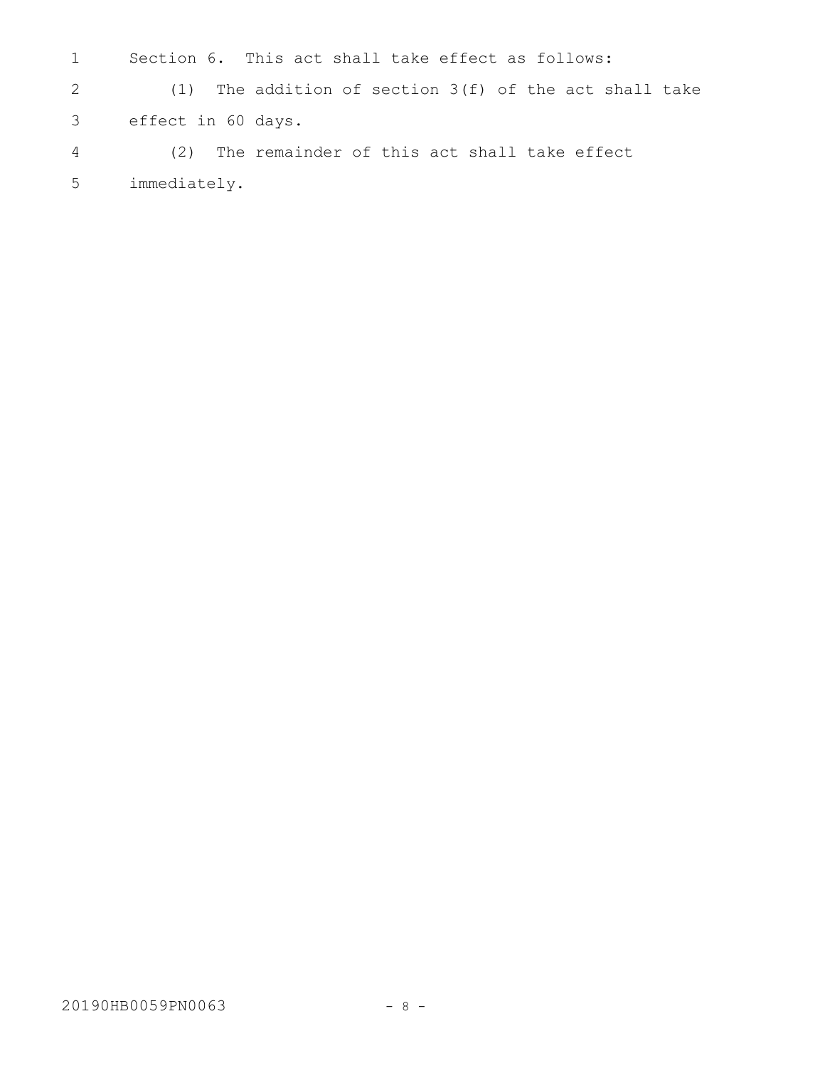Section 6. This act shall take effect as follows:

(1) The addition of section 3(f) of the act shall take effect in 60 days.

(2) The remainder of this act shall take effect immediately.